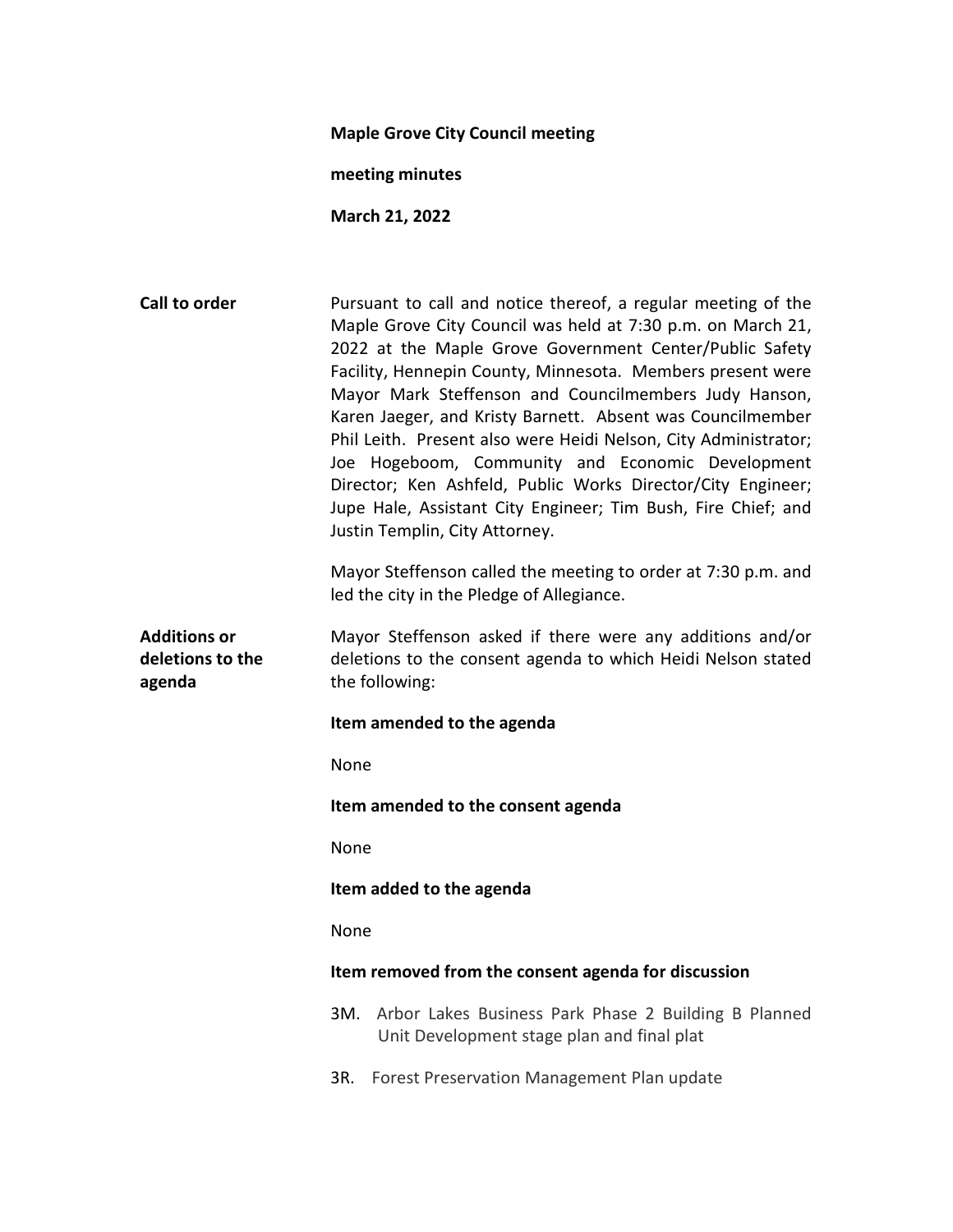**Maple Grove City Council meeting**

**meeting minutes**

**March 21, 2022**

**Call to order**

Pursuant to call and notice thereof, a regular meeting of the Maple Grove City Council was held at 7:30 p.m. on March 21, 2022 at the Maple Grove Government Center/Public Safety Facility, Hennepin County, Minnesota. Members present were Mayor Mark Steffenson and Councilmembers Judy Hanson, Karen Jaeger, and Kristy Barnett. Absent was Councilmember Phil Leith. Present also were Heidi Nelson, City Administrator; Joe Hogeboom, Community and Economic Development Director; Ken Ashfeld, Public Works Director/City Engineer; Jupe Hale, Assistant City Engineer; Tim Bush, Fire Chief; and Justin Templin, City Attorney.

Mayor Steffenson called the meeting to order at 7:30 p.m. and led the city in the Pledge of Allegiance.

**Additions or deletions to the agenda**

Mayor Steffenson asked if there were any additions and/or deletions to the consent agenda to which Heidi Nelson stated the following:

**Item amended to the agenda**

None

**Item amended to the consent agenda**

None

**Item added to the agenda**

None

**Item removed from the consent agenda for discussion**

3M. Arbor Lakes Business Park Phase 2 Building B Planned Unit Development stage plan and final plat

3R. Forest Preservation Management Plan update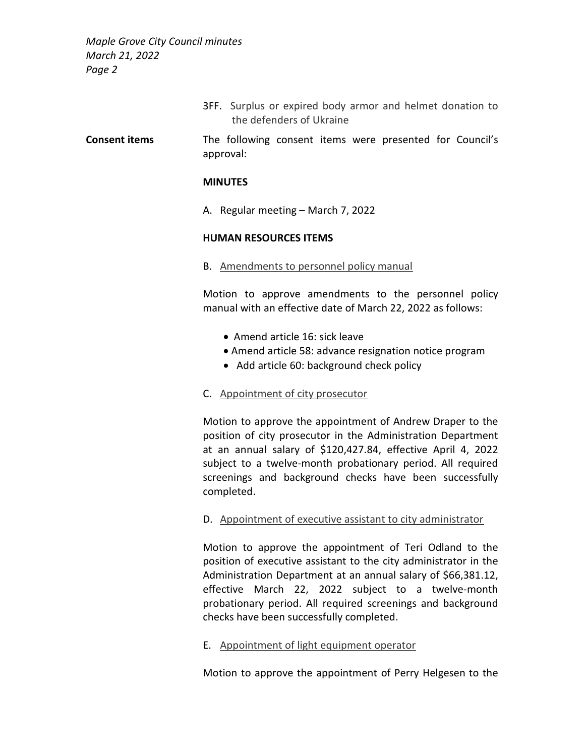3FF. Surplus or expired body armor and helmet donation to the defenders of Ukraine

**Consent items**

The following consent items were presented for Council's approval:

**MINUTES**

A. Regular meeting – March 7, 2022

**HUMAN RESOURCES ITEMS**

B. Amendments to personnel policy manual

Motion to approve amendments to the personnel policy manual with an effective date of March 22, 2022 as follows:

- Amend article 16: sick leave
- Amend article 58: advance resignation notice program
- Add article 60: background check policy

C. Appointment of city prosecutor

Motion to approve the appointment of Andrew Draper to the position of city prosecutor in the Administration Department at an annual salary of $120,427.84, effective April 4, 2022 subject to a twelve-month probationary period. All required screenings and background checks have been successfully completed.

D. Appointment of executive assistant to city administrator

Motion to approve the appointment of Teri Odland to the position of executive assistant to the city administrator in the Administration Department at an annual salary of $66,381.12, effective March 22, 2022 subject to a twelve-month probationary period. All required screenings and background checks have been successfully completed.

E. Appointment of light equipment operator

Motion to approve the appointment of Perry Helgesen to the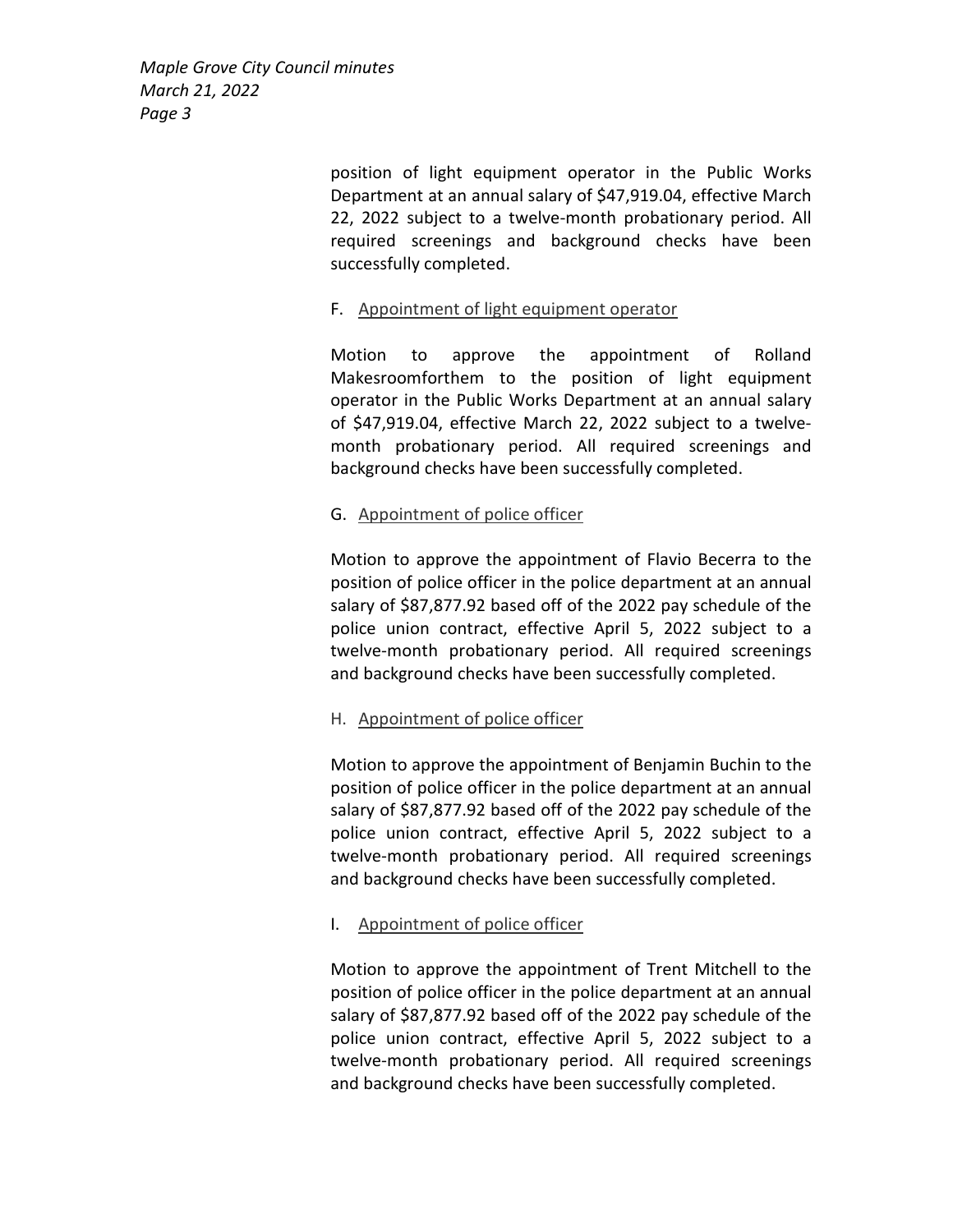position of light equipment operator in the Public Works Department at an annual salary of $47,919.04, effective March 22, 2022 subject to a twelve-month probationary period. All required screenings and background checks have been successfully completed.

F. Appointment of light equipment operator

Motion to approve the appointment of Rolland Makesroomforthem to the position of light equipment operator in the Public Works Department at an annual salary of $47,919.04, effective March 22, 2022 subject to a twelve-month probationary period. All required screenings and background checks have been successfully completed.

G. Appointment of police officer

Motion to approve the appointment of Flavio Becerra to the position of police officer in the police department at an annual salary of $87,877.92 based off of the 2022 pay schedule of the police union contract, effective April 5, 2022 subject to a twelve-month probationary period. All required screenings and background checks have been successfully completed.

H. Appointment of police officer

Motion to approve the appointment of Benjamin Buchin to the position of police officer in the police department at an annual salary of $87,877.92 based off of the 2022 pay schedule of the police union contract, effective April 5, 2022 subject to a twelve-month probationary period. All required screenings and background checks have been successfully completed.

I. Appointment of police officer

Motion to approve the appointment of Trent Mitchell to the position of police officer in the police department at an annual salary of $87,877.92 based off of the 2022 pay schedule of the police union contract, effective April 5, 2022 subject to a twelve-month probationary period. All required screenings and background checks have been successfully completed.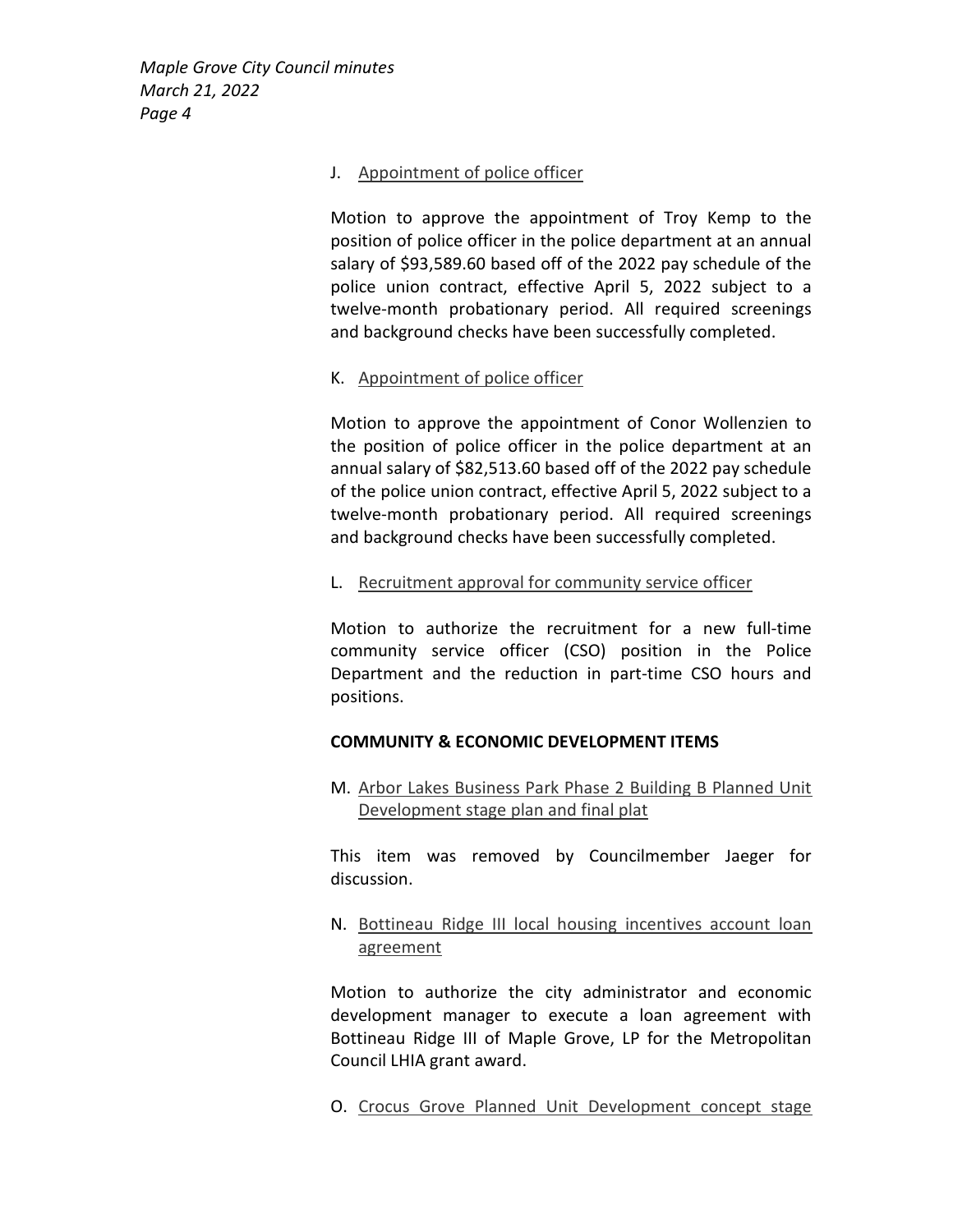J. Appointment of police officer

Motion to approve the appointment of Troy Kemp to the position of police officer in the police department at an annual salary of $93,589.60 based off of the 2022 pay schedule of the police union contract, effective April 5, 2022 subject to a twelve-month probationary period. All required screenings and background checks have been successfully completed.

K. Appointment of police officer

Motion to approve the appointment of Conor Wollenzien to the position of police officer in the police department at an annual salary of $82,513.60 based off of the 2022 pay schedule of the police union contract, effective April 5, 2022 subject to a twelve-month probationary period. All required screenings and background checks have been successfully completed.

L. Recruitment approval for community service officer

Motion to authorize the recruitment for a new full-time community service officer (CSO) position in the Police Department and the reduction in part-time CSO hours and positions.

**COMMUNITY & ECONOMIC DEVELOPMENT ITEMS**

M. Arbor Lakes Business Park Phase 2 Building B Planned Unit Development stage plan and final plat

This item was removed by Councilmember Jaeger for discussion.

N. Bottineau Ridge III local housing incentives account loan agreement

Motion to authorize the city administrator and economic development manager to execute a loan agreement with Bottineau Ridge III of Maple Grove, LP for the Metropolitan Council LHIA grant award.

O. Crocus Grove Planned Unit Development concept stage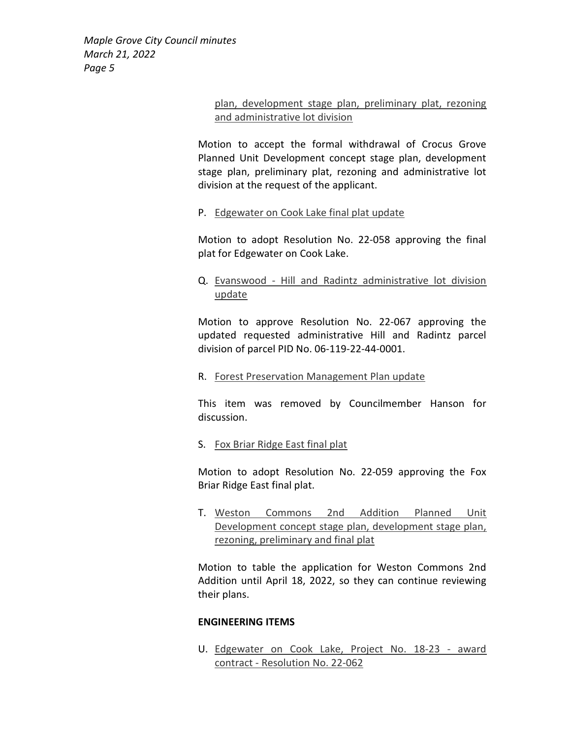plan, development stage plan, preliminary plat, rezoning and administrative lot division

Motion to accept the formal withdrawal of Crocus Grove Planned Unit Development concept stage plan, development stage plan, preliminary plat, rezoning and administrative lot division at the request of the applicant.

P. Edgewater on Cook Lake final plat update

Motion to adopt Resolution No. 22-058 approving the final plat for Edgewater on Cook Lake.

Q. Evanswood - Hill and Radintz administrative lot division update

Motion to approve Resolution No. 22-067 approving the updated requested administrative Hill and Radintz parcel division of parcel PID No. 06-119-22-44-0001.

R. Forest Preservation Management Plan update

This item was removed by Councilmember Hanson for discussion.

S. Fox Briar Ridge East final plat

Motion to adopt Resolution No. 22-059 approving the Fox Briar Ridge East final plat.

T. Weston Commons 2nd Addition Planned Unit Development concept stage plan, development stage plan, rezoning, preliminary and final plat

Motion to table the application for Weston Commons 2nd Addition until April 18, 2022, so they can continue reviewing their plans.

**ENGINEERING ITEMS**

U. Edgewater on Cook Lake, Project No. 18-23 - award contract - Resolution No. 22-062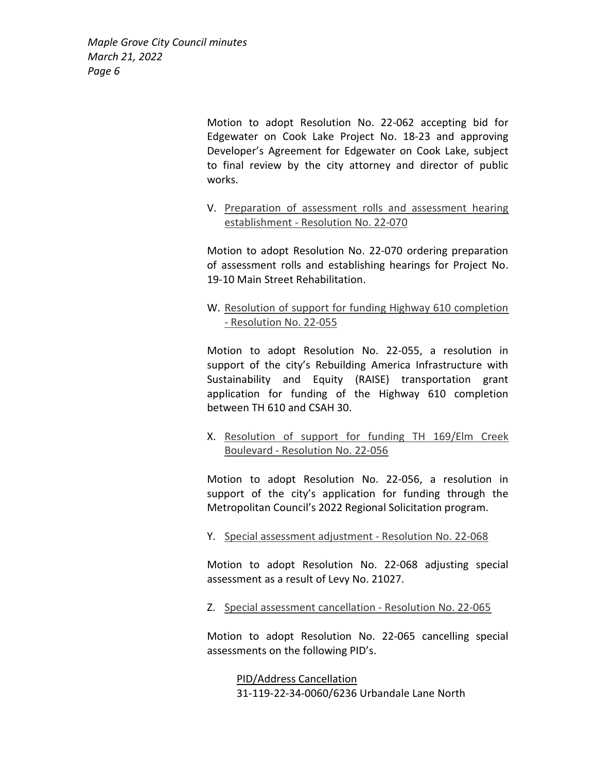Motion to adopt Resolution No. 22-062 accepting bid for Edgewater on Cook Lake Project No. 18-23 and approving Developer's Agreement for Edgewater on Cook Lake, subject to final review by the city attorney and director of public works.

V. Preparation of assessment rolls and assessment hearing establishment - Resolution No. 22-070

Motion to adopt Resolution No. 22-070 ordering preparation of assessment rolls and establishing hearings for Project No. 19-10 Main Street Rehabilitation.

W. Resolution of support for funding Highway 610 completion - Resolution No. 22-055

Motion to adopt Resolution No. 22-055, a resolution in support of the city's Rebuilding America Infrastructure with Sustainability and Equity (RAISE) transportation grant application for funding of the Highway 610 completion between TH 610 and CSAH 30.

X. Resolution of support for funding TH 169/Elm Creek Boulevard - Resolution No. 22-056

Motion to adopt Resolution No. 22-056, a resolution in support of the city's application for funding through the Metropolitan Council's 2022 Regional Solicitation program.

Y. Special assessment adjustment - Resolution No. 22-068

Motion to adopt Resolution No. 22-068 adjusting special assessment as a result of Levy No. 21027.

Z. Special assessment cancellation - Resolution No. 22-065

Motion to adopt Resolution No. 22-065 cancelling special assessments on the following PID's.

PID/Address Cancellation
31-119-22-34-0060/6236 Urbandale Lane North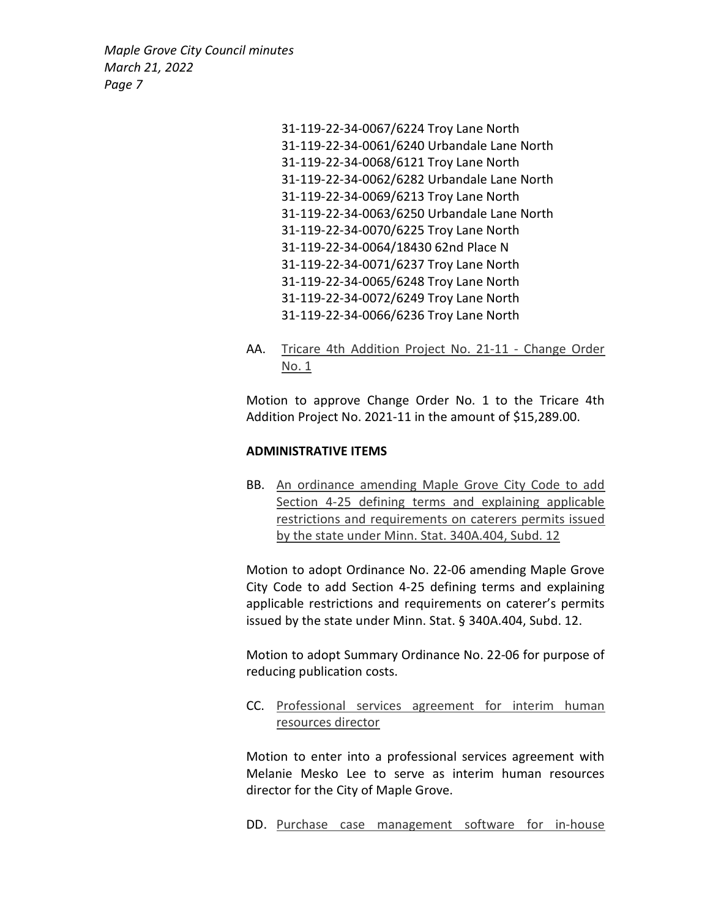31-119-22-34-0067/6224 Troy Lane North
31-119-22-34-0061/6240 Urbandale Lane North
31-119-22-34-0068/6121 Troy Lane North
31-119-22-34-0062/6282 Urbandale Lane North
31-119-22-34-0069/6213 Troy Lane North
31-119-22-34-0063/6250 Urbandale Lane North
31-119-22-34-0070/6225 Troy Lane North
31-119-22-34-0064/18430 62nd Place N
31-119-22-34-0071/6237 Troy Lane North
31-119-22-34-0065/6248 Troy Lane North
31-119-22-34-0072/6249 Troy Lane North
31-119-22-34-0066/6236 Troy Lane North

AA. Tricare 4th Addition Project No. 21-11 - Change Order No. 1

Motion to approve Change Order No. 1 to the Tricare 4th Addition Project No. 2021-11 in the amount of $15,289.00.

**ADMINISTRATIVE ITEMS**

BB. An ordinance amending Maple Grove City Code to add Section 4-25 defining terms and explaining applicable restrictions and requirements on caterers permits issued by the state under Minn. Stat. 340A.404, Subd. 12

Motion to adopt Ordinance No. 22-06 amending Maple Grove City Code to add Section 4-25 defining terms and explaining applicable restrictions and requirements on caterer's permits issued by the state under Minn. Stat. § 340A.404, Subd. 12.

Motion to adopt Summary Ordinance No. 22-06 for purpose of reducing publication costs.

CC. Professional services agreement for interim human resources director

Motion to enter into a professional services agreement with Melanie Mesko Lee to serve as interim human resources director for the City of Maple Grove.

DD. Purchase case management software for in-house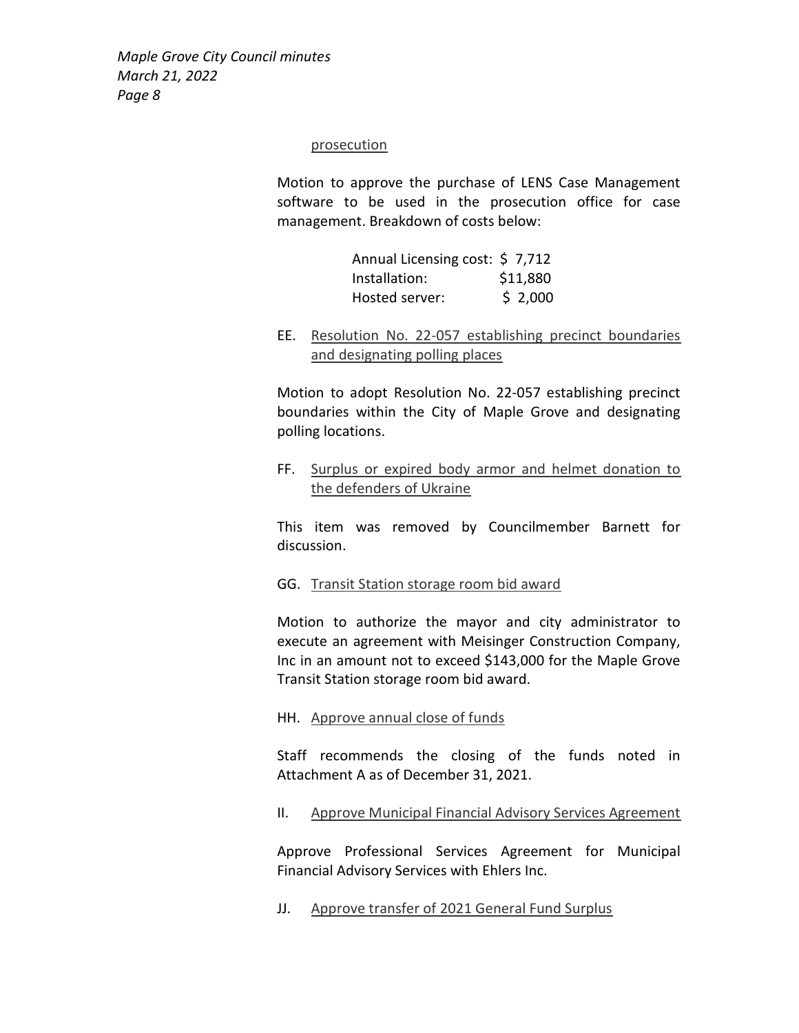prosecution

Motion to approve the purchase of LENS Case Management software to be used in the prosecution office for case management. Breakdown of costs below:

| | |
|---|---|
| Annual Licensing cost: | $ 7,712 |
| Installation: | $11,880 |
| Hosted server: | $ 2,000 |

EE. Resolution No. 22-057 establishing precinct boundaries and designating polling places

Motion to adopt Resolution No. 22-057 establishing precinct boundaries within the City of Maple Grove and designating polling locations.

FF. Surplus or expired body armor and helmet donation to the defenders of Ukraine

This item was removed by Councilmember Barnett for discussion.

GG. Transit Station storage room bid award

Motion to authorize the mayor and city administrator to execute an agreement with Meisinger Construction Company, Inc in an amount not to exceed $143,000 for the Maple Grove Transit Station storage room bid award.

HH. Approve annual close of funds

Staff recommends the closing of the funds noted in Attachment A as of December 31, 2021.

II. Approve Municipal Financial Advisory Services Agreement

Approve Professional Services Agreement for Municipal Financial Advisory Services with Ehlers Inc.

JJ. Approve transfer of 2021 General Fund Surplus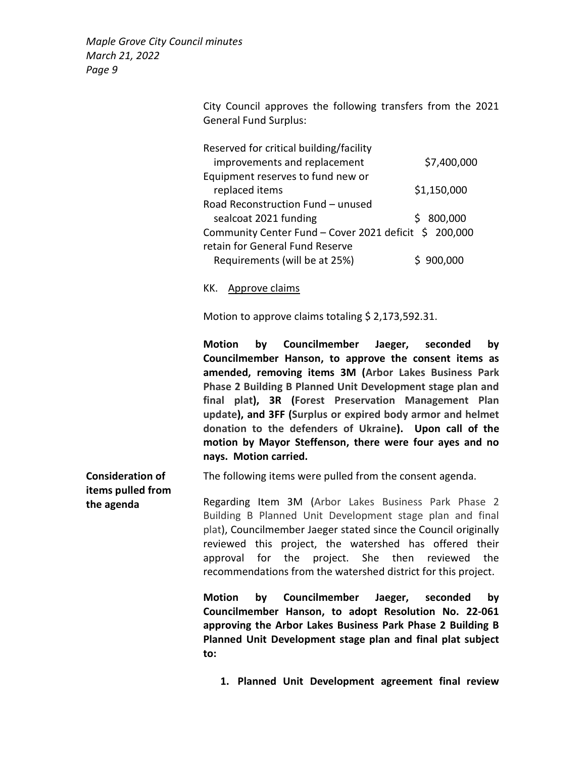City Council approves the following transfers from the 2021 General Fund Surplus:

| | |
|---|---|
| Reserved for critical building/facility improvements and replacement | $7,400,000 |
| Equipment reserves to fund new or replaced items | $1,150,000 |
| Road Reconstruction Fund – unused sealcoat 2021 funding | $ 800,000 |
| Community Center Fund – Cover 2021 deficit | $ 200,000 |
| retain for General Fund Reserve Requirements (will be at 25%) | $ 900,000 |

KK. Approve claims

Motion to approve claims totaling $ 2,173,592.31.

**Motion by Councilmember Jaeger, seconded by Councilmember Hanson, to approve the consent items as amended, removing items 3M (Arbor Lakes Business Park Phase 2 Building B Planned Unit Development stage plan and final plat), 3R (Forest Preservation Management Plan update), and 3FF (Surplus or expired body armor and helmet donation to the defenders of Ukraine). Upon call of the motion by Mayor Steffenson, there were four ayes and no nays. Motion carried.**

**Consideration of items pulled from the agenda**

The following items were pulled from the consent agenda.

Regarding Item 3M (Arbor Lakes Business Park Phase 2 Building B Planned Unit Development stage plan and final plat), Councilmember Jaeger stated since the Council originally reviewed this project, the watershed has offered their approval for the project. She then reviewed the recommendations from the watershed district for this project.

**Motion by Councilmember Jaeger, seconded by Councilmember Hanson, to adopt Resolution No. 22-061 approving the Arbor Lakes Business Park Phase 2 Building B Planned Unit Development stage plan and final plat subject to:**

1. **Planned Unit Development agreement final review**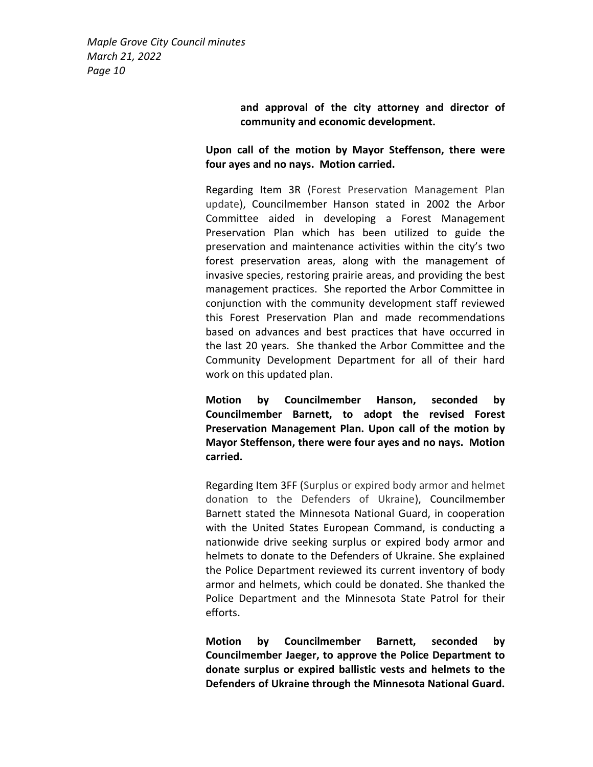**and approval of the city attorney and director of community and economic development.**

**Upon call of the motion by Mayor Steffenson, there were four ayes and no nays. Motion carried.**

Regarding Item 3R (Forest Preservation Management Plan update), Councilmember Hanson stated in 2002 the Arbor Committee aided in developing a Forest Management Preservation Plan which has been utilized to guide the preservation and maintenance activities within the city's two forest preservation areas, along with the management of invasive species, restoring prairie areas, and providing the best management practices. She reported the Arbor Committee in conjunction with the community development staff reviewed this Forest Preservation Plan and made recommendations based on advances and best practices that have occurred in the last 20 years. She thanked the Arbor Committee and the Community Development Department for all of their hard work on this updated plan.

**Motion by Councilmember Hanson, seconded by Councilmember Barnett, to adopt the revised Forest Preservation Management Plan. Upon call of the motion by Mayor Steffenson, there were four ayes and no nays. Motion carried.**

Regarding Item 3FF (Surplus or expired body armor and helmet donation to the Defenders of Ukraine), Councilmember Barnett stated the Minnesota National Guard, in cooperation with the United States European Command, is conducting a nationwide drive seeking surplus or expired body armor and helmets to donate to the Defenders of Ukraine. She explained the Police Department reviewed its current inventory of body armor and helmets, which could be donated. She thanked the Police Department and the Minnesota State Patrol for their efforts.

**Motion by Councilmember Barnett, seconded by Councilmember Jaeger, to approve the Police Department to donate surplus or expired ballistic vests and helmets to the Defenders of Ukraine through the Minnesota National Guard.**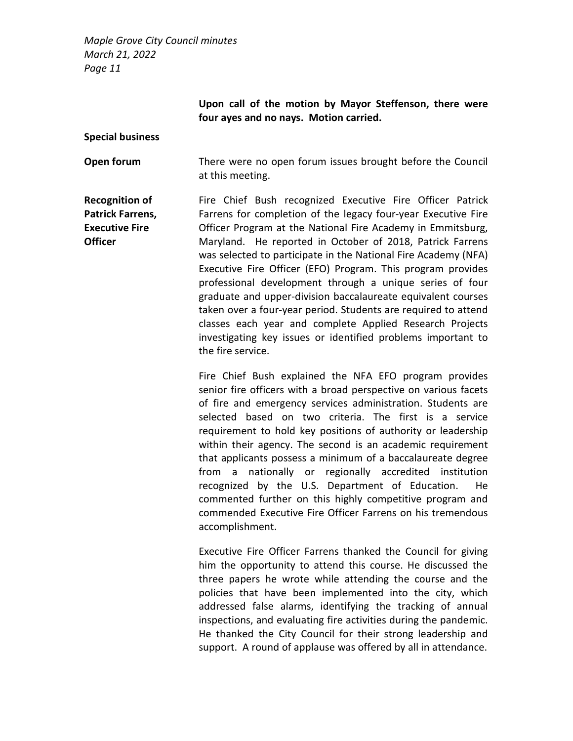**Upon call of the motion by Mayor Steffenson, there were four ayes and no nays. Motion carried.**

**Special business**

**Open forum**

There were no open forum issues brought before the Council at this meeting.

**Recognition of Patrick Farrens, Executive Fire Officer**

Fire Chief Bush recognized Executive Fire Officer Patrick Farrens for completion of the legacy four-year Executive Fire Officer Program at the National Fire Academy in Emmitsburg, Maryland. He reported in October of 2018, Patrick Farrens was selected to participate in the National Fire Academy (NFA) Executive Fire Officer (EFO) Program. This program provides professional development through a unique series of four graduate and upper-division baccalaureate equivalent courses taken over a four-year period. Students are required to attend classes each year and complete Applied Research Projects investigating key issues or identified problems important to the fire service.

Fire Chief Bush explained the NFA EFO program provides senior fire officers with a broad perspective on various facets of fire and emergency services administration. Students are selected based on two criteria. The first is a service requirement to hold key positions of authority or leadership within their agency. The second is an academic requirement that applicants possess a minimum of a baccalaureate degree from a nationally or regionally accredited institution recognized by the U.S. Department of Education. He commented further on this highly competitive program and commended Executive Fire Officer Farrens on his tremendous accomplishment.

Executive Fire Officer Farrens thanked the Council for giving him the opportunity to attend this course. He discussed the three papers he wrote while attending the course and the policies that have been implemented into the city, which addressed false alarms, identifying the tracking of annual inspections, and evaluating fire activities during the pandemic. He thanked the City Council for their strong leadership and support. A round of applause was offered by all in attendance.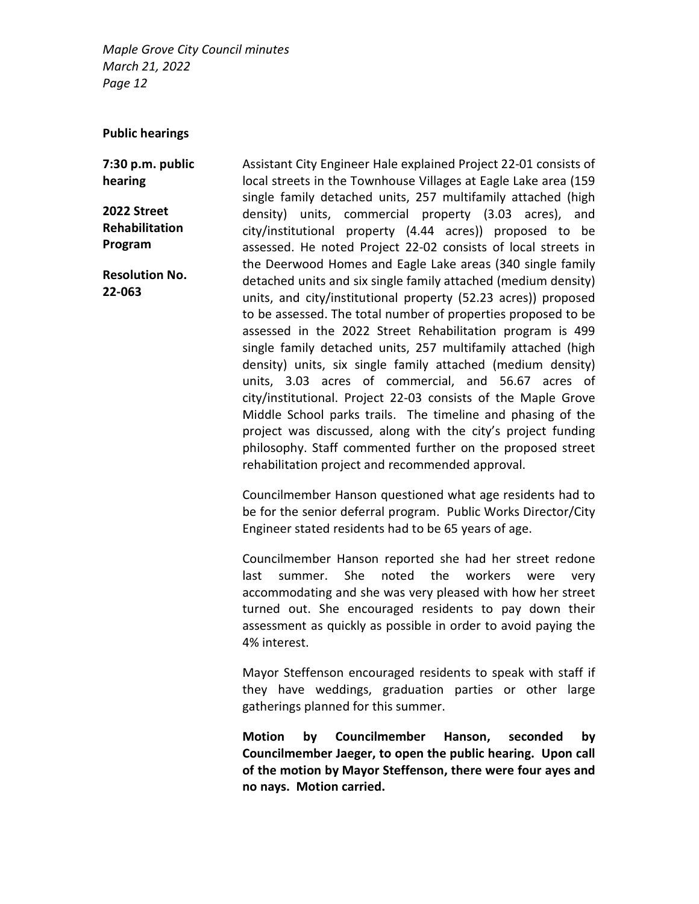## Public hearings

**7:30 p.m. public hearing**

**2022 Street Rehabilitation Program**

**Resolution No. 22-063**

Assistant City Engineer Hale explained Project 22-01 consists of local streets in the Townhouse Villages at Eagle Lake area (159 single family detached units, 257 multifamily attached (high density) units, commercial property (3.03 acres), and city/institutional property (4.44 acres)) proposed to be assessed. He noted Project 22-02 consists of local streets in the Deerwood Homes and Eagle Lake areas (340 single family detached units and six single family attached (medium density) units, and city/institutional property (52.23 acres)) proposed to be assessed. The total number of properties proposed to be assessed in the 2022 Street Rehabilitation program is 499 single family detached units, 257 multifamily attached (high density) units, six single family attached (medium density) units, 3.03 acres of commercial, and 56.67 acres of city/institutional. Project 22-03 consists of the Maple Grove Middle School parks trails. The timeline and phasing of the project was discussed, along with the city's project funding philosophy. Staff commented further on the proposed street rehabilitation project and recommended approval.

Councilmember Hanson questioned what age residents had to be for the senior deferral program. Public Works Director/City Engineer stated residents had to be 65 years of age.

Councilmember Hanson reported she had her street redone last summer. She noted the workers were very accommodating and she was very pleased with how her street turned out. She encouraged residents to pay down their assessment as quickly as possible in order to avoid paying the 4% interest.

Mayor Steffenson encouraged residents to speak with staff if they have weddings, graduation parties or other large gatherings planned for this summer.

**Motion by Councilmember Hanson, seconded by Councilmember Jaeger, to open the public hearing. Upon call of the motion by Mayor Steffenson, there were four ayes and no nays. Motion carried.**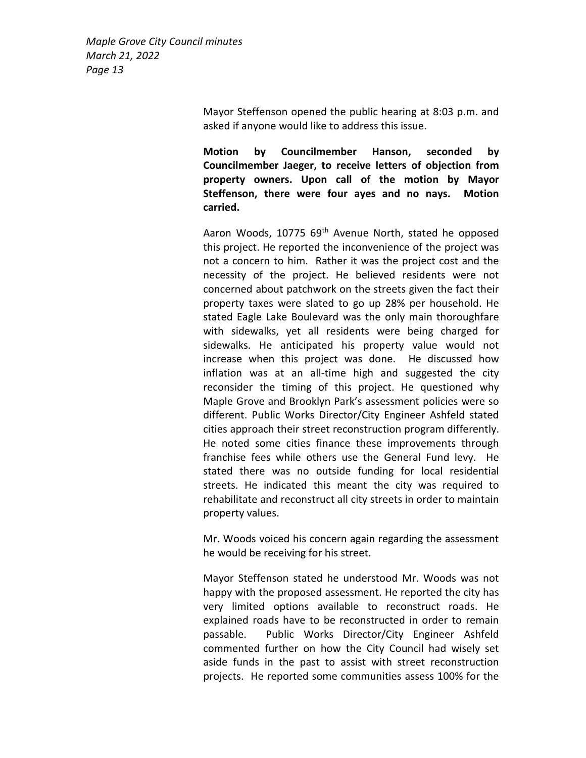Mayor Steffenson opened the public hearing at 8:03 p.m. and asked if anyone would like to address this issue.

**Motion by Councilmember Hanson, seconded by Councilmember Jaeger, to receive letters of objection from property owners. Upon call of the motion by Mayor Steffenson, there were four ayes and no nays. Motion carried.**

Aaron Woods, 10775 69th Avenue North, stated he opposed this project. He reported the inconvenience of the project was not a concern to him. Rather it was the project cost and the necessity of the project. He believed residents were not concerned about patchwork on the streets given the fact their property taxes were slated to go up 28% per household. He stated Eagle Lake Boulevard was the only main thoroughfare with sidewalks, yet all residents were being charged for sidewalks. He anticipated his property value would not increase when this project was done. He discussed how inflation was at an all-time high and suggested the city reconsider the timing of this project. He questioned why Maple Grove and Brooklyn Park's assessment policies were so different. Public Works Director/City Engineer Ashfeld stated cities approach their street reconstruction program differently. He noted some cities finance these improvements through franchise fees while others use the General Fund levy. He stated there was no outside funding for local residential streets. He indicated this meant the city was required to rehabilitate and reconstruct all city streets in order to maintain property values.

Mr. Woods voiced his concern again regarding the assessment he would be receiving for his street.

Mayor Steffenson stated he understood Mr. Woods was not happy with the proposed assessment. He reported the city has very limited options available to reconstruct roads. He explained roads have to be reconstructed in order to remain passable. Public Works Director/City Engineer Ashfeld commented further on how the City Council had wisely set aside funds in the past to assist with street reconstruction projects. He reported some communities assess 100% for the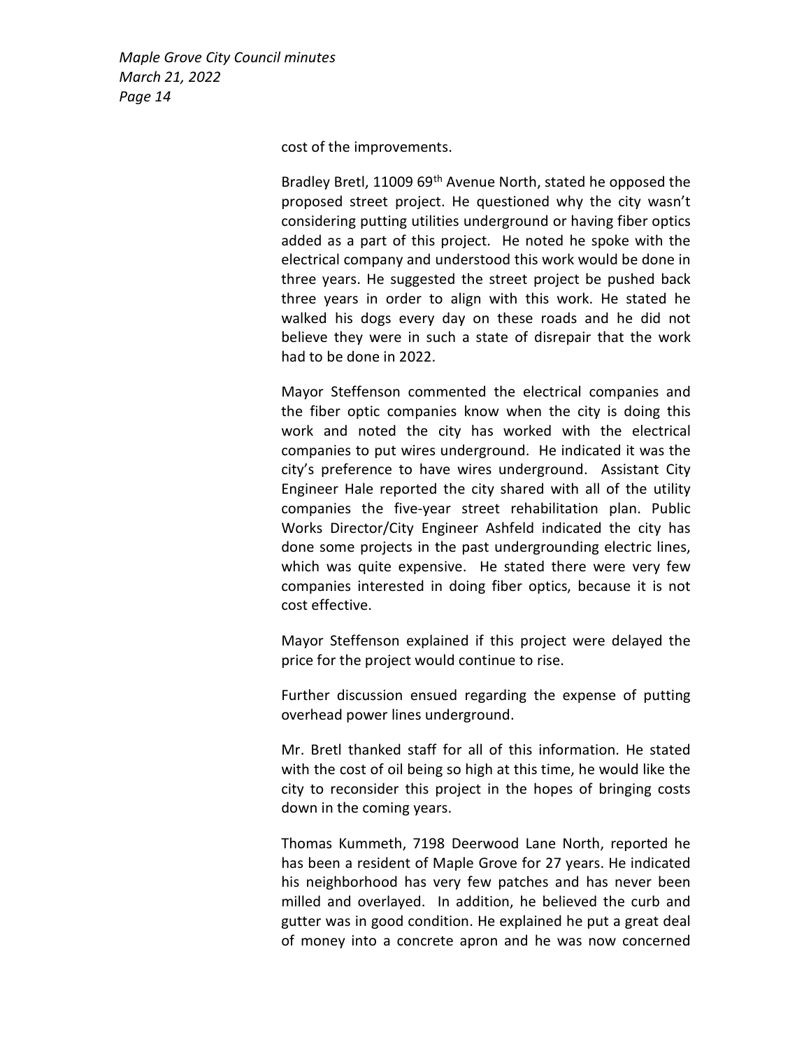cost of the improvements.

Bradley Bretl, 11009 69th Avenue North, stated he opposed the proposed street project. He questioned why the city wasn't considering putting utilities underground or having fiber optics added as a part of this project. He noted he spoke with the electrical company and understood this work would be done in three years. He suggested the street project be pushed back three years in order to align with this work. He stated he walked his dogs every day on these roads and he did not believe they were in such a state of disrepair that the work had to be done in 2022.

Mayor Steffenson commented the electrical companies and the fiber optic companies know when the city is doing this work and noted the city has worked with the electrical companies to put wires underground. He indicated it was the city's preference to have wires underground. Assistant City Engineer Hale reported the city shared with all of the utility companies the five-year street rehabilitation plan. Public Works Director/City Engineer Ashfeld indicated the city has done some projects in the past undergrounding electric lines, which was quite expensive. He stated there were very few companies interested in doing fiber optics, because it is not cost effective.

Mayor Steffenson explained if this project were delayed the price for the project would continue to rise.

Further discussion ensued regarding the expense of putting overhead power lines underground.

Mr. Bretl thanked staff for all of this information. He stated with the cost of oil being so high at this time, he would like the city to reconsider this project in the hopes of bringing costs down in the coming years.

Thomas Kummeth, 7198 Deerwood Lane North, reported he has been a resident of Maple Grove for 27 years. He indicated his neighborhood has very few patches and has never been milled and overlayed. In addition, he believed the curb and gutter was in good condition. He explained he put a great deal of money into a concrete apron and he was now concerned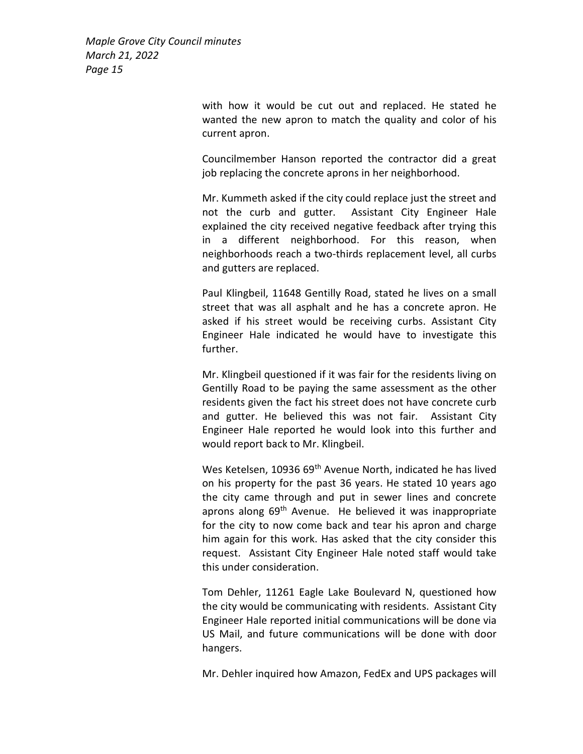with how it would be cut out and replaced. He stated he wanted the new apron to match the quality and color of his current apron.

Councilmember Hanson reported the contractor did a great job replacing the concrete aprons in her neighborhood.

Mr. Kummeth asked if the city could replace just the street and not the curb and gutter. Assistant City Engineer Hale explained the city received negative feedback after trying this in a different neighborhood. For this reason, when neighborhoods reach a two-thirds replacement level, all curbs and gutters are replaced.

Paul Klingbeil, 11648 Gentilly Road, stated he lives on a small street that was all asphalt and he has a concrete apron. He asked if his street would be receiving curbs. Assistant City Engineer Hale indicated he would have to investigate this further.

Mr. Klingbeil questioned if it was fair for the residents living on Gentilly Road to be paying the same assessment as the other residents given the fact his street does not have concrete curb and gutter. He believed this was not fair. Assistant City Engineer Hale reported he would look into this further and would report back to Mr. Klingbeil.

Wes Ketelsen, 10936 69th Avenue North, indicated he has lived on his property for the past 36 years. He stated 10 years ago the city came through and put in sewer lines and concrete aprons along 69th Avenue. He believed it was inappropriate for the city to now come back and tear his apron and charge him again for this work. Has asked that the city consider this request. Assistant City Engineer Hale noted staff would take this under consideration.

Tom Dehler, 11261 Eagle Lake Boulevard N, questioned how the city would be communicating with residents. Assistant City Engineer Hale reported initial communications will be done via US Mail, and future communications will be done with door hangers.

Mr. Dehler inquired how Amazon, FedEx and UPS packages will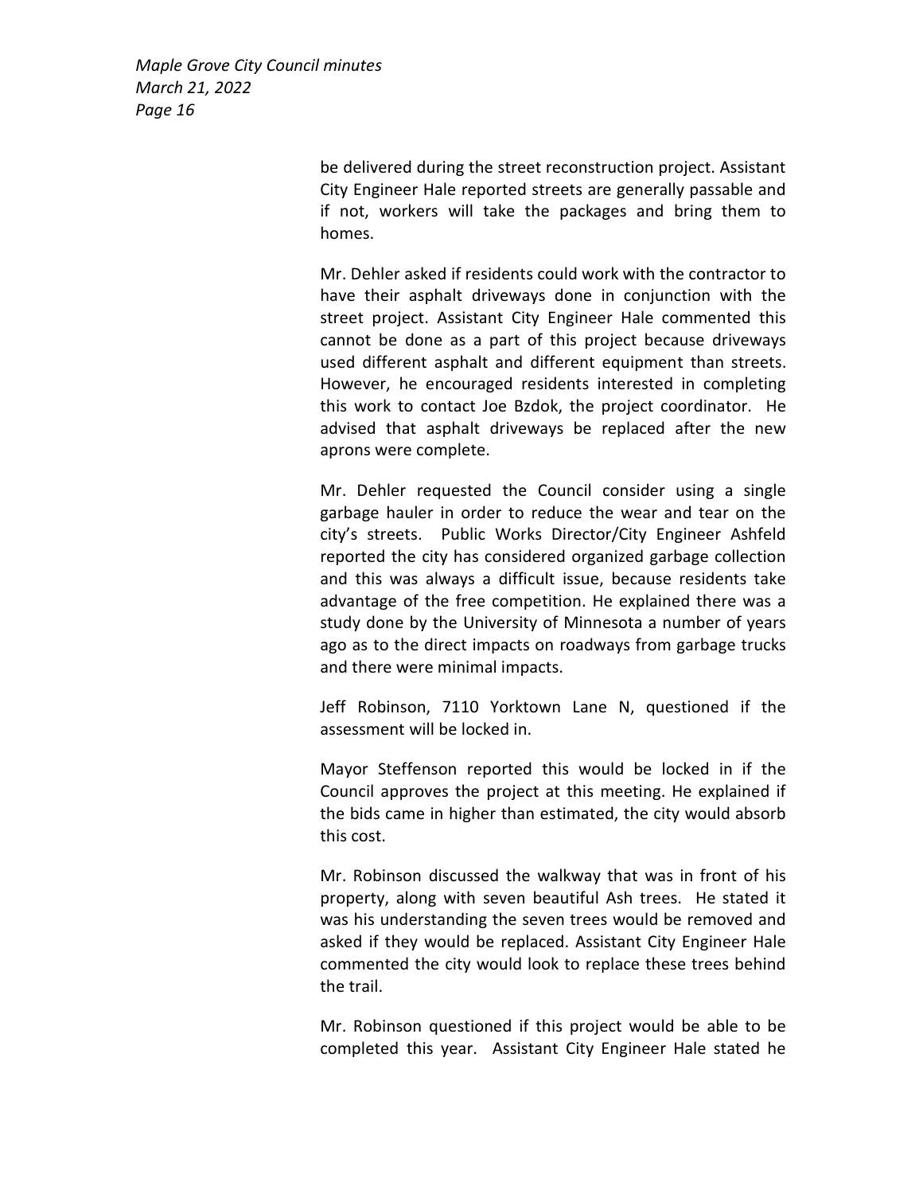be delivered during the street reconstruction project. Assistant City Engineer Hale reported streets are generally passable and if not, workers will take the packages and bring them to homes.

Mr. Dehler asked if residents could work with the contractor to have their asphalt driveways done in conjunction with the street project. Assistant City Engineer Hale commented this cannot be done as a part of this project because driveways used different asphalt and different equipment than streets. However, he encouraged residents interested in completing this work to contact Joe Bzdok, the project coordinator. He advised that asphalt driveways be replaced after the new aprons were complete.

Mr. Dehler requested the Council consider using a single garbage hauler in order to reduce the wear and tear on the city's streets. Public Works Director/City Engineer Ashfeld reported the city has considered organized garbage collection and this was always a difficult issue, because residents take advantage of the free competition. He explained there was a study done by the University of Minnesota a number of years ago as to the direct impacts on roadways from garbage trucks and there were minimal impacts.

Jeff Robinson, 7110 Yorktown Lane N, questioned if the assessment will be locked in.

Mayor Steffenson reported this would be locked in if the Council approves the project at this meeting. He explained if the bids came in higher than estimated, the city would absorb this cost.

Mr. Robinson discussed the walkway that was in front of his property, along with seven beautiful Ash trees. He stated it was his understanding the seven trees would be removed and asked if they would be replaced. Assistant City Engineer Hale commented the city would look to replace these trees behind the trail.

Mr. Robinson questioned if this project would be able to be completed this year. Assistant City Engineer Hale stated he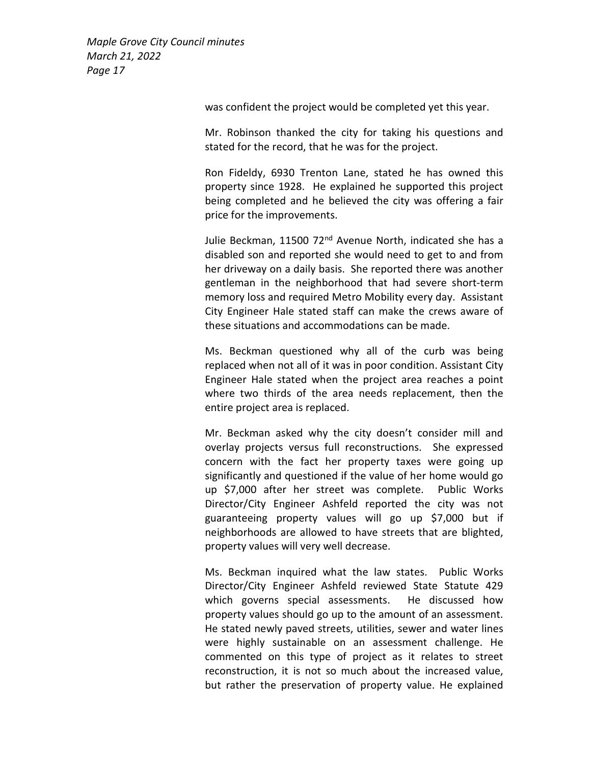was confident the project would be completed yet this year.

Mr. Robinson thanked the city for taking his questions and stated for the record, that he was for the project.

Ron Fideldy, 6930 Trenton Lane, stated he has owned this property since 1928. He explained he supported this project being completed and he believed the city was offering a fair price for the improvements.

Julie Beckman, 11500 72nd Avenue North, indicated she has a disabled son and reported she would need to get to and from her driveway on a daily basis. She reported there was another gentleman in the neighborhood that had severe short-term memory loss and required Metro Mobility every day. Assistant City Engineer Hale stated staff can make the crews aware of these situations and accommodations can be made.

Ms. Beckman questioned why all of the curb was being replaced when not all of it was in poor condition. Assistant City Engineer Hale stated when the project area reaches a point where two thirds of the area needs replacement, then the entire project area is replaced.

Mr. Beckman asked why the city doesn't consider mill and overlay projects versus full reconstructions. She expressed concern with the fact her property taxes were going up significantly and questioned if the value of her home would go up $7,000 after her street was complete. Public Works Director/City Engineer Ashfeld reported the city was not guaranteeing property values will go up $7,000 but if neighborhoods are allowed to have streets that are blighted, property values will very well decrease.

Ms. Beckman inquired what the law states. Public Works Director/City Engineer Ashfeld reviewed State Statute 429 which governs special assessments. He discussed how property values should go up to the amount of an assessment. He stated newly paved streets, utilities, sewer and water lines were highly sustainable on an assessment challenge. He commented on this type of project as it relates to street reconstruction, it is not so much about the increased value, but rather the preservation of property value. He explained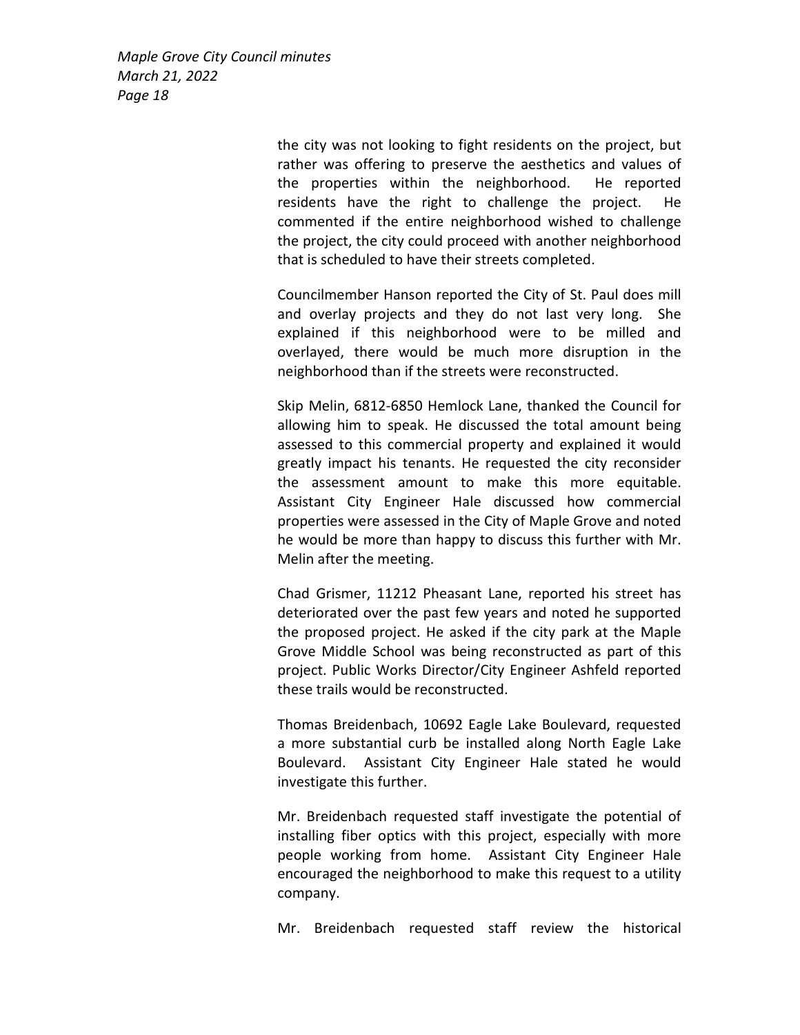the city was not looking to fight residents on the project, but rather was offering to preserve the aesthetics and values of the properties within the neighborhood. He reported residents have the right to challenge the project. He commented if the entire neighborhood wished to challenge the project, the city could proceed with another neighborhood that is scheduled to have their streets completed.

Councilmember Hanson reported the City of St. Paul does mill and overlay projects and they do not last very long. She explained if this neighborhood were to be milled and overlayed, there would be much more disruption in the neighborhood than if the streets were reconstructed.

Skip Melin, 6812-6850 Hemlock Lane, thanked the Council for allowing him to speak. He discussed the total amount being assessed to this commercial property and explained it would greatly impact his tenants. He requested the city reconsider the assessment amount to make this more equitable. Assistant City Engineer Hale discussed how commercial properties were assessed in the City of Maple Grove and noted he would be more than happy to discuss this further with Mr. Melin after the meeting.

Chad Grismer, 11212 Pheasant Lane, reported his street has deteriorated over the past few years and noted he supported the proposed project. He asked if the city park at the Maple Grove Middle School was being reconstructed as part of this project. Public Works Director/City Engineer Ashfeld reported these trails would be reconstructed.

Thomas Breidenbach, 10692 Eagle Lake Boulevard, requested a more substantial curb be installed along North Eagle Lake Boulevard. Assistant City Engineer Hale stated he would investigate this further.

Mr. Breidenbach requested staff investigate the potential of installing fiber optics with this project, especially with more people working from home. Assistant City Engineer Hale encouraged the neighborhood to make this request to a utility company.

Mr. Breidenbach requested staff review the historical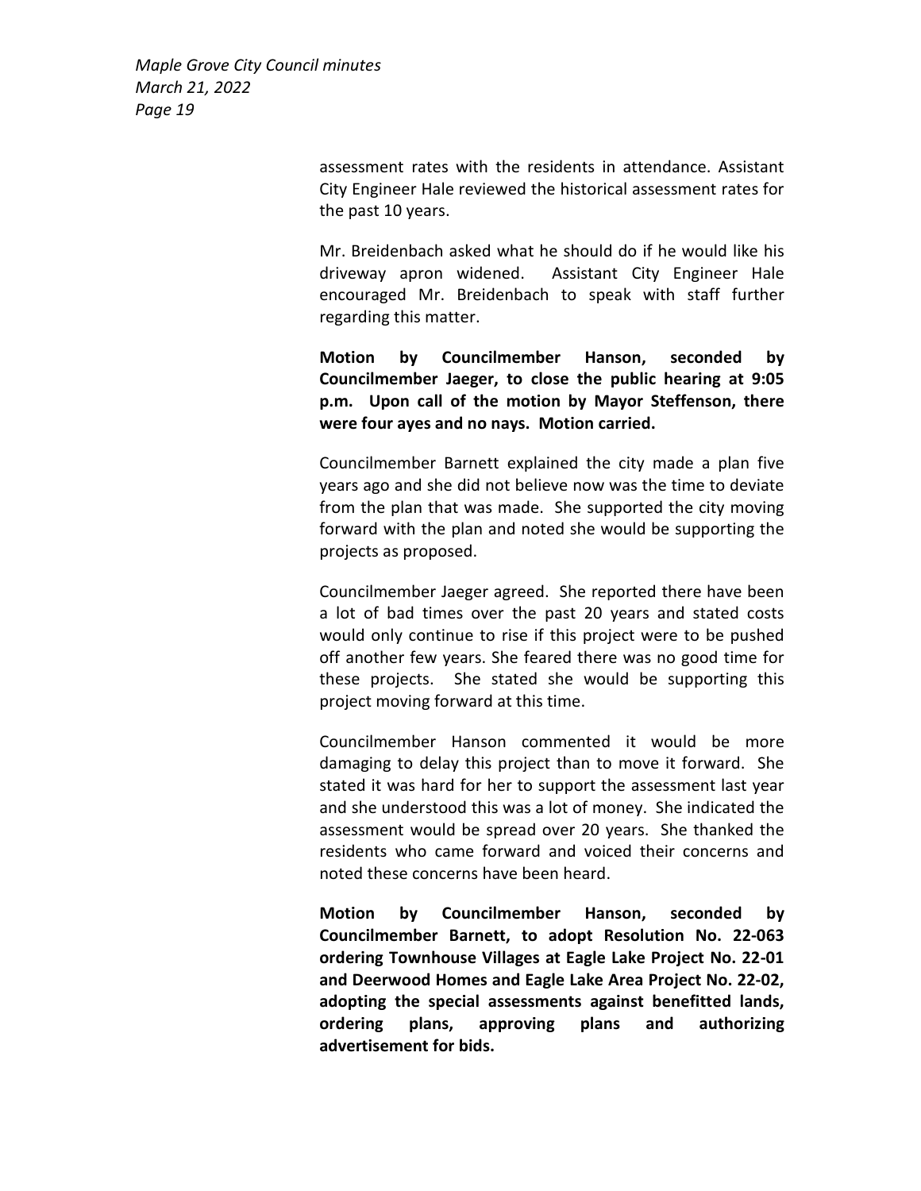assessment rates with the residents in attendance. Assistant City Engineer Hale reviewed the historical assessment rates for the past 10 years.

Mr. Breidenbach asked what he should do if he would like his driveway apron widened. Assistant City Engineer Hale encouraged Mr. Breidenbach to speak with staff further regarding this matter.

**Motion by Councilmember Hanson, seconded by Councilmember Jaeger, to close the public hearing at 9:05 p.m. Upon call of the motion by Mayor Steffenson, there were four ayes and no nays. Motion carried.**

Councilmember Barnett explained the city made a plan five years ago and she did not believe now was the time to deviate from the plan that was made. She supported the city moving forward with the plan and noted she would be supporting the projects as proposed.

Councilmember Jaeger agreed. She reported there have been a lot of bad times over the past 20 years and stated costs would only continue to rise if this project were to be pushed off another few years. She feared there was no good time for these projects. She stated she would be supporting this project moving forward at this time.

Councilmember Hanson commented it would be more damaging to delay this project than to move it forward. She stated it was hard for her to support the assessment last year and she understood this was a lot of money. She indicated the assessment would be spread over 20 years. She thanked the residents who came forward and voiced their concerns and noted these concerns have been heard.

**Motion by Councilmember Hanson, seconded by Councilmember Barnett, to adopt Resolution No. 22-063 ordering Townhouse Villages at Eagle Lake Project No. 22-01 and Deerwood Homes and Eagle Lake Area Project No. 22-02, adopting the special assessments against benefitted lands, ordering plans, approving plans and authorizing advertisement for bids.**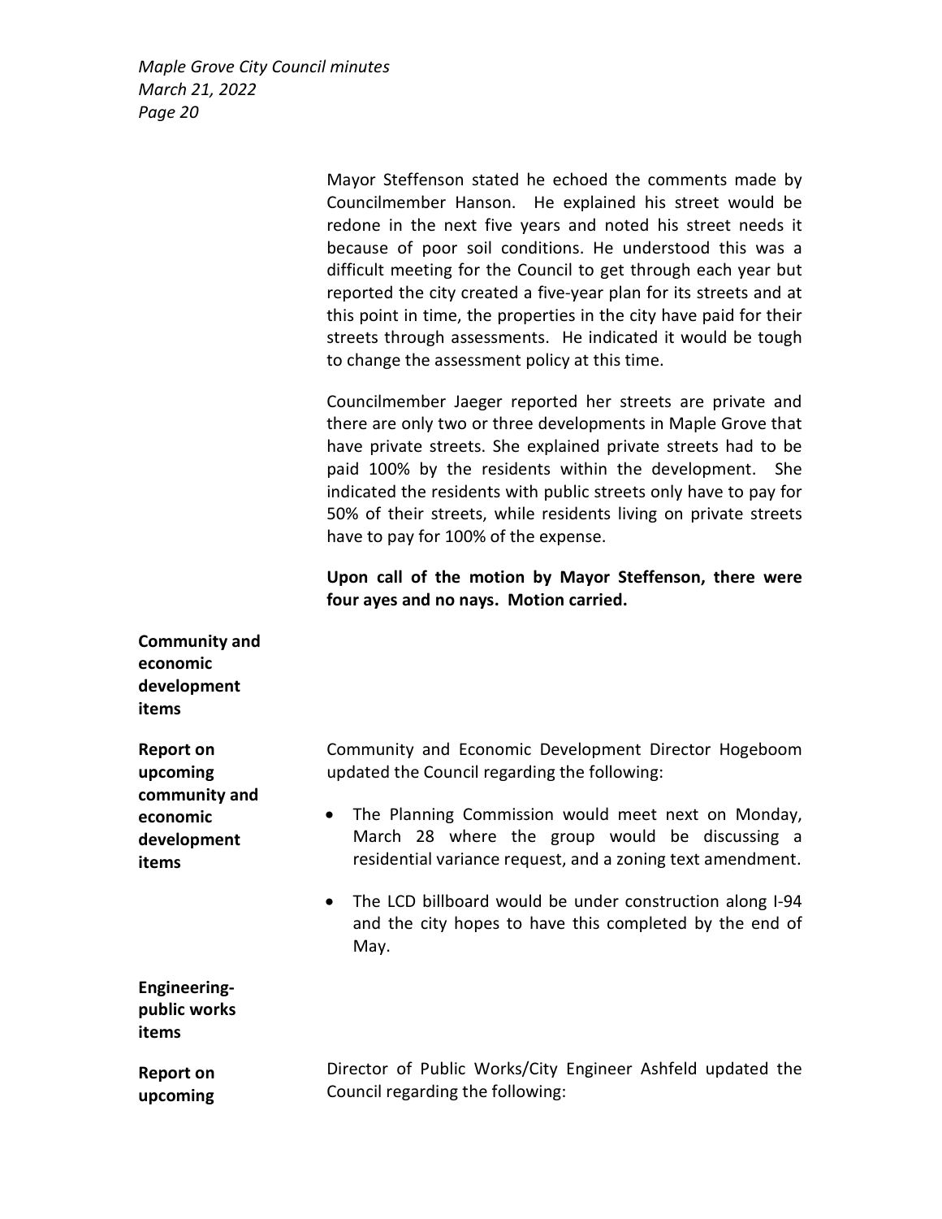Mayor Steffenson stated he echoed the comments made by Councilmember Hanson. He explained his street would be redone in the next five years and noted his street needs it because of poor soil conditions. He understood this was a difficult meeting for the Council to get through each year but reported the city created a five-year plan for its streets and at this point in time, the properties in the city have paid for their streets through assessments. He indicated it would be tough to change the assessment policy at this time.

Councilmember Jaeger reported her streets are private and there are only two or three developments in Maple Grove that have private streets. She explained private streets had to be paid 100% by the residents within the development. She indicated the residents with public streets only have to pay for 50% of their streets, while residents living on private streets have to pay for 100% of the expense.

**Upon call of the motion by Mayor Steffenson, there were four ayes and no nays. Motion carried.**

**Community and economic development items**

**Report on upcoming community and economic development items**

Community and Economic Development Director Hogeboom updated the Council regarding the following:

- The Planning Commission would meet next on Monday, March 28 where the group would be discussing a residential variance request, and a zoning text amendment.
- The LCD billboard would be under construction along I-94 and the city hopes to have this completed by the end of May.

**Engineering-public works items**

**Report on upcoming**

Director of Public Works/City Engineer Ashfeld updated the Council regarding the following: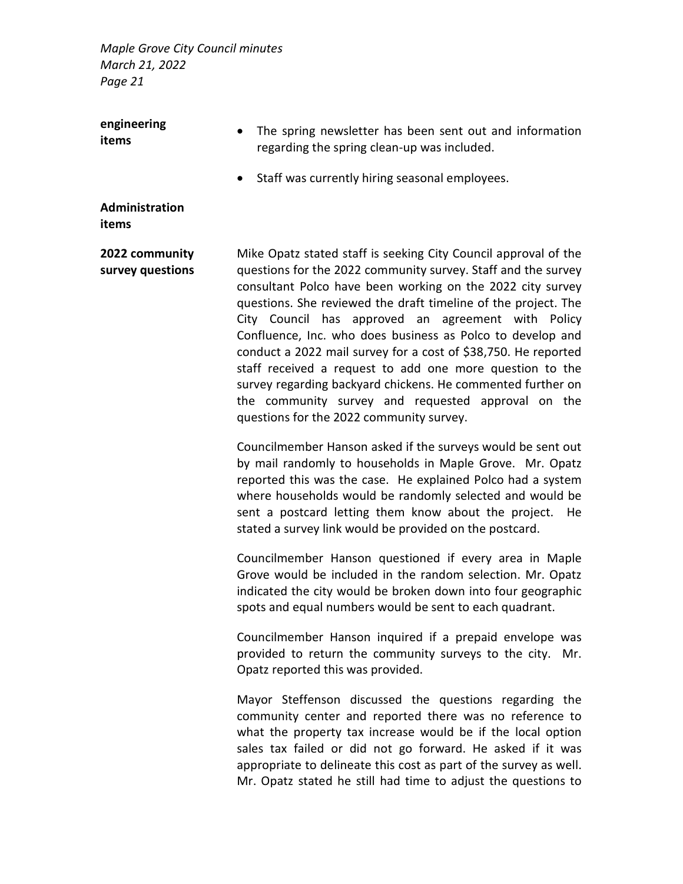**engineering items**

- The spring newsletter has been sent out and information regarding the spring clean-up was included.
- Staff was currently hiring seasonal employees.

**Administration items**

**2022 community survey questions**

Mike Opatz stated staff is seeking City Council approval of the questions for the 2022 community survey. Staff and the survey consultant Polco have been working on the 2022 city survey questions. She reviewed the draft timeline of the project. The City Council has approved an agreement with Policy Confluence, Inc. who does business as Polco to develop and conduct a 2022 mail survey for a cost of $38,750. He reported staff received a request to add one more question to the survey regarding backyard chickens. He commented further on the community survey and requested approval on the questions for the 2022 community survey.

Councilmember Hanson asked if the surveys would be sent out by mail randomly to households in Maple Grove. Mr. Opatz reported this was the case. He explained Polco had a system where households would be randomly selected and would be sent a postcard letting them know about the project. He stated a survey link would be provided on the postcard.

Councilmember Hanson questioned if every area in Maple Grove would be included in the random selection. Mr. Opatz indicated the city would be broken down into four geographic spots and equal numbers would be sent to each quadrant.

Councilmember Hanson inquired if a prepaid envelope was provided to return the community surveys to the city. Mr. Opatz reported this was provided.

Mayor Steffenson discussed the questions regarding the community center and reported there was no reference to what the property tax increase would be if the local option sales tax failed or did not go forward. He asked if it was appropriate to delineate this cost as part of the survey as well. Mr. Opatz stated he still had time to adjust the questions to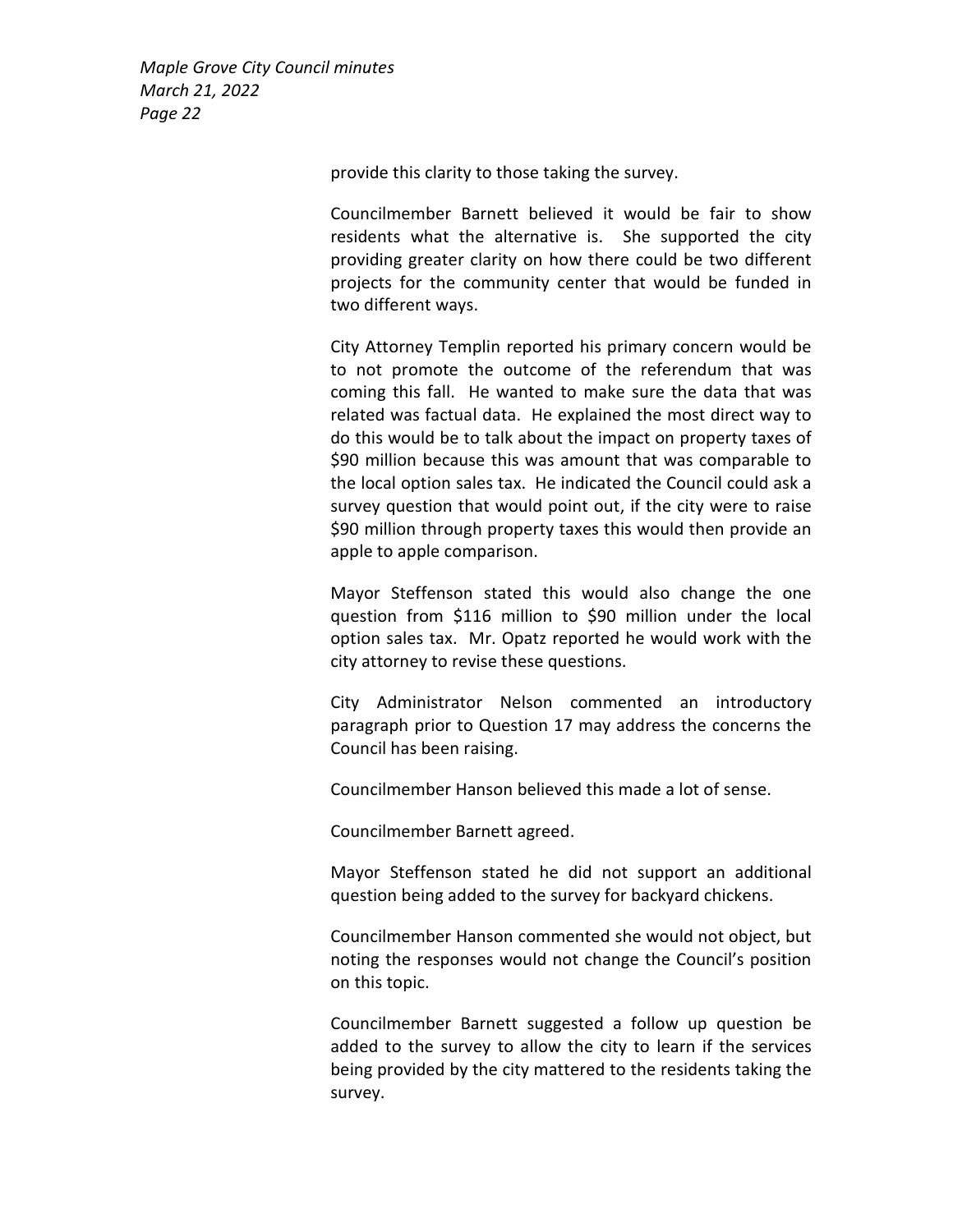provide this clarity to those taking the survey.

Councilmember Barnett believed it would be fair to show residents what the alternative is. She supported the city providing greater clarity on how there could be two different projects for the community center that would be funded in two different ways.

City Attorney Templin reported his primary concern would be to not promote the outcome of the referendum that was coming this fall. He wanted to make sure the data that was related was factual data. He explained the most direct way to do this would be to talk about the impact on property taxes of $90 million because this was amount that was comparable to the local option sales tax. He indicated the Council could ask a survey question that would point out, if the city were to raise $90 million through property taxes this would then provide an apple to apple comparison.

Mayor Steffenson stated this would also change the one question from $116 million to $90 million under the local option sales tax. Mr. Opatz reported he would work with the city attorney to revise these questions.

City Administrator Nelson commented an introductory paragraph prior to Question 17 may address the concerns the Council has been raising.

Councilmember Hanson believed this made a lot of sense.

Councilmember Barnett agreed.

Mayor Steffenson stated he did not support an additional question being added to the survey for backyard chickens.

Councilmember Hanson commented she would not object, but noting the responses would not change the Council's position on this topic.

Councilmember Barnett suggested a follow up question be added to the survey to allow the city to learn if the services being provided by the city mattered to the residents taking the survey.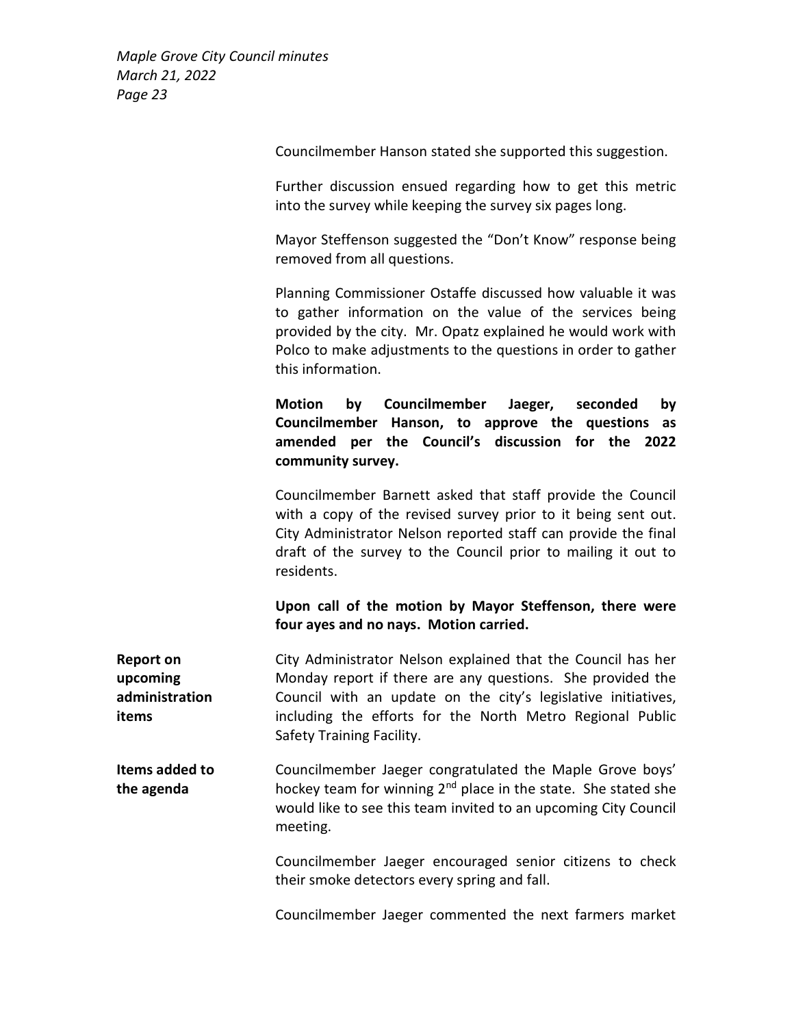Councilmember Hanson stated she supported this suggestion.

Further discussion ensued regarding how to get this metric into the survey while keeping the survey six pages long.

Mayor Steffenson suggested the "Don't Know" response being removed from all questions.

Planning Commissioner Ostaffe discussed how valuable it was to gather information on the value of the services being provided by the city. Mr. Opatz explained he would work with Polco to make adjustments to the questions in order to gather this information.

**Motion by Councilmember Jaeger, seconded by Councilmember Hanson, to approve the questions as amended per the Council's discussion for the 2022 community survey.**

Councilmember Barnett asked that staff provide the Council with a copy of the revised survey prior to it being sent out. City Administrator Nelson reported staff can provide the final draft of the survey to the Council prior to mailing it out to residents.

**Upon call of the motion by Mayor Steffenson, there were four ayes and no nays. Motion carried.**

**Report on upcoming administration items**

City Administrator Nelson explained that the Council has her Monday report if there are any questions. She provided the Council with an update on the city's legislative initiatives, including the efforts for the North Metro Regional Public Safety Training Facility.

**Items added to the agenda**

Councilmember Jaeger congratulated the Maple Grove boys' hockey team for winning 2nd place in the state. She stated she would like to see this team invited to an upcoming City Council meeting.

Councilmember Jaeger encouraged senior citizens to check their smoke detectors every spring and fall.

Councilmember Jaeger commented the next farmers market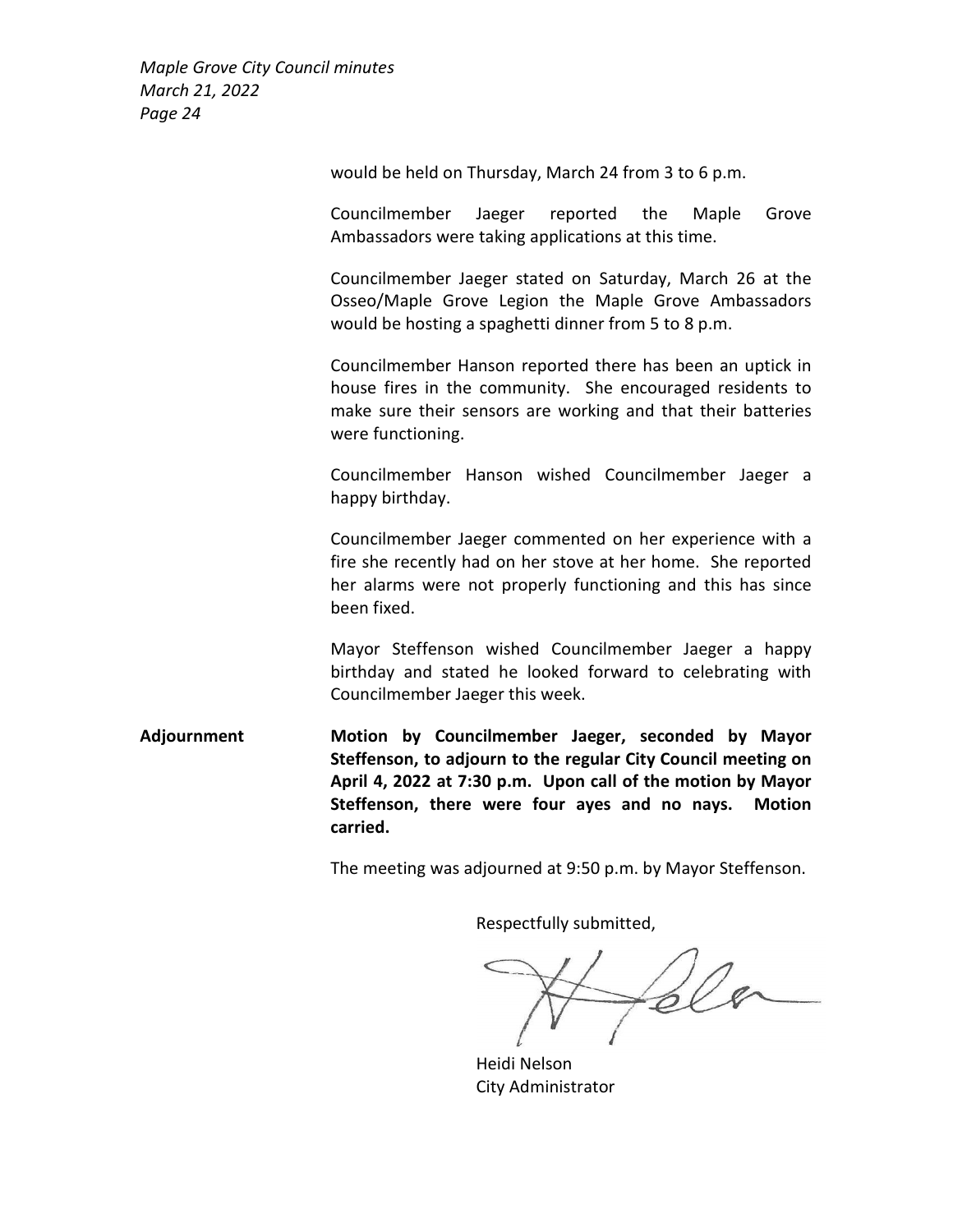would be held on Thursday, March 24 from 3 to 6 p.m.

Councilmember Jaeger reported the Maple Grove Ambassadors were taking applications at this time.

Councilmember Jaeger stated on Saturday, March 26 at the Osseo/Maple Grove Legion the Maple Grove Ambassadors would be hosting a spaghetti dinner from 5 to 8 p.m.

Councilmember Hanson reported there has been an uptick in house fires in the community. She encouraged residents to make sure their sensors are working and that their batteries were functioning.

Councilmember Hanson wished Councilmember Jaeger a happy birthday.

Councilmember Jaeger commented on her experience with a fire she recently had on her stove at her home. She reported her alarms were not properly functioning and this has since been fixed.

Mayor Steffenson wished Councilmember Jaeger a happy birthday and stated he looked forward to celebrating with Councilmember Jaeger this week.

**Adjournment**

**Motion by Councilmember Jaeger, seconded by Mayor Steffenson, to adjourn to the regular City Council meeting on April 4, 2022 at 7:30 p.m. Upon call of the motion by Mayor Steffenson, there were four ayes and no nays. Motion carried.**

The meeting was adjourned at 9:50 p.m. by Mayor Steffenson.

Respectfully submitted,

Heidi Nelson
City Administrator